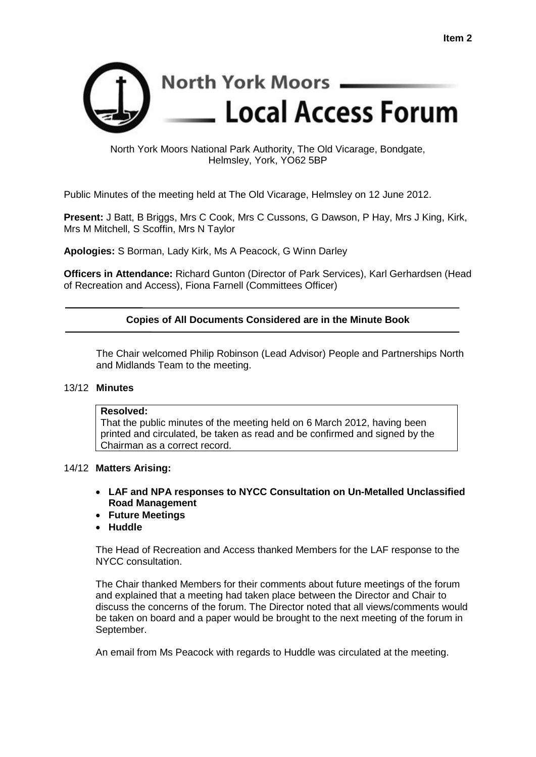**Item 2**

# North York Moors Local Access Forum

North York Moors National Park Authority, The Old Vicarage, Bondgate, Helmsley, York, YO62 5BP

Public Minutes of the meeting held at The Old Vicarage, Helmsley on 12 June 2012.

**Present:** J Batt, B Briggs, Mrs C Cook, Mrs C Cussons, G Dawson, P Hay, Mrs J King, Kirk, Mrs M Mitchell, S Scoffin, Mrs N Taylor

**Apologies:** S Borman, Lady Kirk, Ms A Peacock, G Winn Darley

**Officers in Attendance:** Richard Gunton (Director of Park Services), Karl Gerhardsen (Head of Recreation and Access), Fiona Farnell (Committees Officer)

---

**Copies of All Documents Considered are in the Minute Book**

---

The Chair welcomed Philip Robinson (Lead Advisor) People and Partnerships North and Midlands Team to the meeting.

## 13/12 Minutes

**Resolved:**
That the public minutes of the meeting held on 6 March 2012, having been printed and circulated, be taken as read and be confirmed and signed by the Chairman as a correct record.

## 14/12 Matters Arising:

- **LAF and NPA responses to NYCC Consultation on Un-Metalled Unclassified Road Management**
- **Future Meetings**
- **Huddle**

The Head of Recreation and Access thanked Members for the LAF response to the NYCC consultation.

The Chair thanked Members for their comments about future meetings of the forum and explained that a meeting had taken place between the Director and Chair to discuss the concerns of the forum. The Director noted that all views/comments would be taken on board and a paper would be brought to the next meeting of the forum in September.

An email from Ms Peacock with regards to Huddle was circulated at the meeting.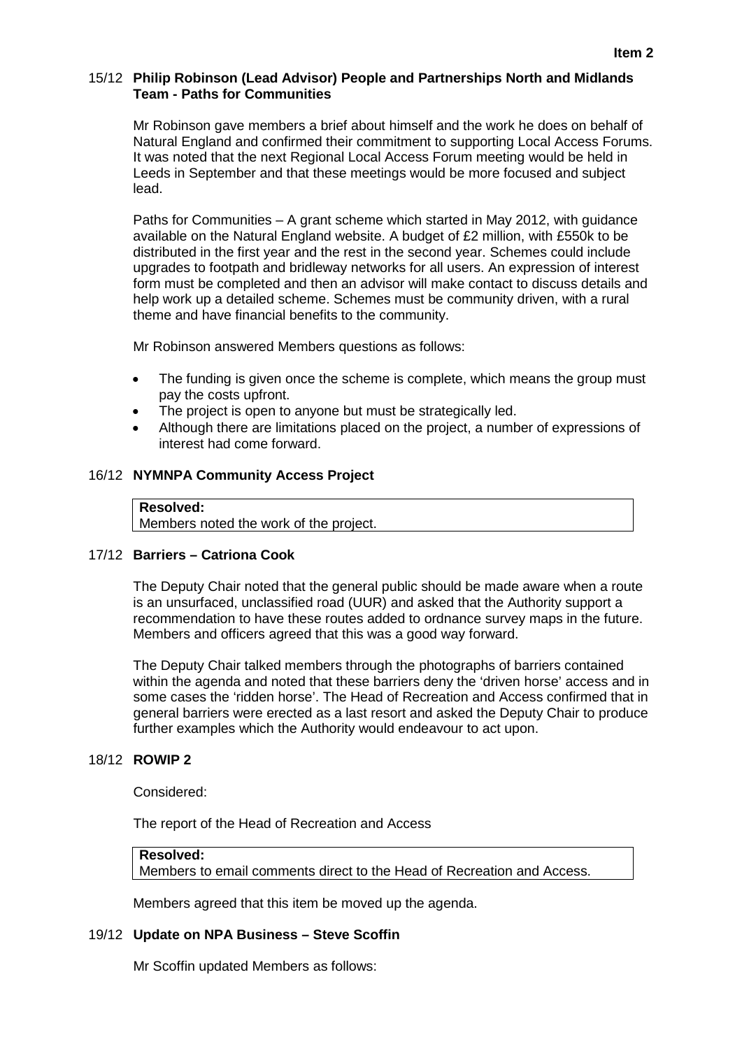**Item 2**

### 15/12 Philip Robinson (Lead Advisor) People and Partnerships North and Midlands Team - Paths for Communities

Mr Robinson gave members a brief about himself and the work he does on behalf of Natural England and confirmed their commitment to supporting Local Access Forums. It was noted that the next Regional Local Access Forum meeting would be held in Leeds in September and that these meetings would be more focused and subject lead.

Paths for Communities – A grant scheme which started in May 2012, with guidance available on the Natural England website. A budget of £2 million, with £550k to be distributed in the first year and the rest in the second year. Schemes could include upgrades to footpath and bridleway networks for all users. An expression of interest form must be completed and then an advisor will make contact to discuss details and help work up a detailed scheme. Schemes must be community driven, with a rural theme and have financial benefits to the community.

Mr Robinson answered Members questions as follows:

- The funding is given once the scheme is complete, which means the group must pay the costs upfront.
- The project is open to anyone but must be strategically led.
- Although there are limitations placed on the project, a number of expressions of interest had come forward.

### 16/12 NYMNPA Community Access Project

| **Resolved:** |
|---|
| Members noted the work of the project. |

### 17/12 Barriers – Catriona Cook

The Deputy Chair noted that the general public should be made aware when a route is an unsurfaced, unclassified road (UUR) and asked that the Authority support a recommendation to have these routes added to ordnance survey maps in the future. Members and officers agreed that this was a good way forward.

The Deputy Chair talked members through the photographs of barriers contained within the agenda and noted that these barriers deny the 'driven horse' access and in some cases the 'ridden horse'. The Head of Recreation and Access confirmed that in general barriers were erected as a last resort and asked the Deputy Chair to produce further examples which the Authority would endeavour to act upon.

### 18/12 ROWIP 2

Considered:

The report of the Head of Recreation and Access

| **Resolved:** |
|---|
| Members to email comments direct to the Head of Recreation and Access. |

Members agreed that this item be moved up the agenda.

### 19/12 Update on NPA Business – Steve Scoffin

Mr Scoffin updated Members as follows: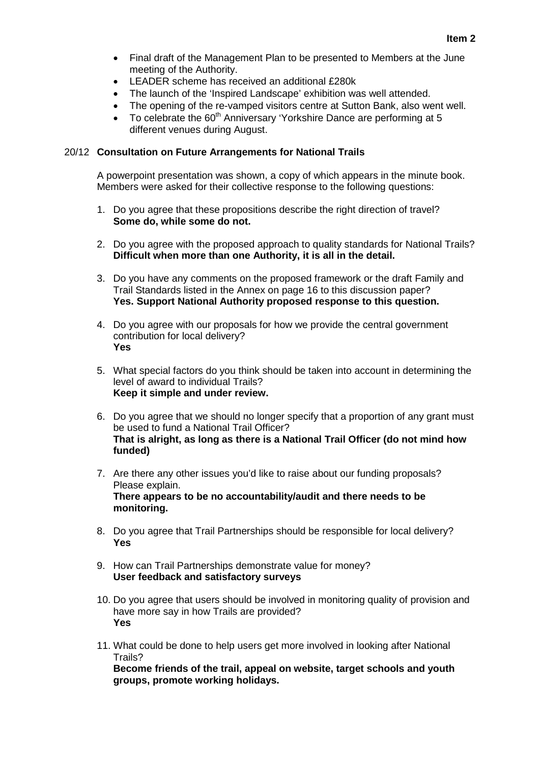- Final draft of the Management Plan to be presented to Members at the June meeting of the Authority.
- LEADER scheme has received an additional £280k
- The launch of the 'Inspired Landscape' exhibition was well attended.
- The opening of the re-vamped visitors centre at Sutton Bank, also went well.
- To celebrate the 60th Anniversary 'Yorkshire Dance are performing at 5 different venues during August.

## 20/12 Consultation on Future Arrangements for National Trails

A powerpoint presentation was shown, a copy of which appears in the minute book. Members were asked for their collective response to the following questions:

1. Do you agree that these propositions describe the right direction of travel?
   **Some do, while some do not.**

2. Do you agree with the proposed approach to quality standards for National Trails?
   **Difficult when more than one Authority, it is all in the detail.**

3. Do you have any comments on the proposed framework or the draft Family and Trail Standards listed in the Annex on page 16 to this discussion paper?
   **Yes. Support National Authority proposed response to this question.**

4. Do you agree with our proposals for how we provide the central government contribution for local delivery?
   **Yes**

5. What special factors do you think should be taken into account in determining the level of award to individual Trails?
   **Keep it simple and under review.**

6. Do you agree that we should no longer specify that a proportion of any grant must be used to fund a National Trail Officer?
   **That is alright, as long as there is a National Trail Officer (do not mind how funded)**

7. Are there any other issues you'd like to raise about our funding proposals? Please explain.
   **There appears to be no accountability/audit and there needs to be monitoring.**

8. Do you agree that Trail Partnerships should be responsible for local delivery?
   **Yes**

9. How can Trail Partnerships demonstrate value for money?
   **User feedback and satisfactory surveys**

10. Do you agree that users should be involved in monitoring quality of provision and have more say in how Trails are provided?
    **Yes**

11. What could be done to help users get more involved in looking after National Trails?
    **Become friends of the trail, appeal on website, target schools and youth groups, promote working holidays.**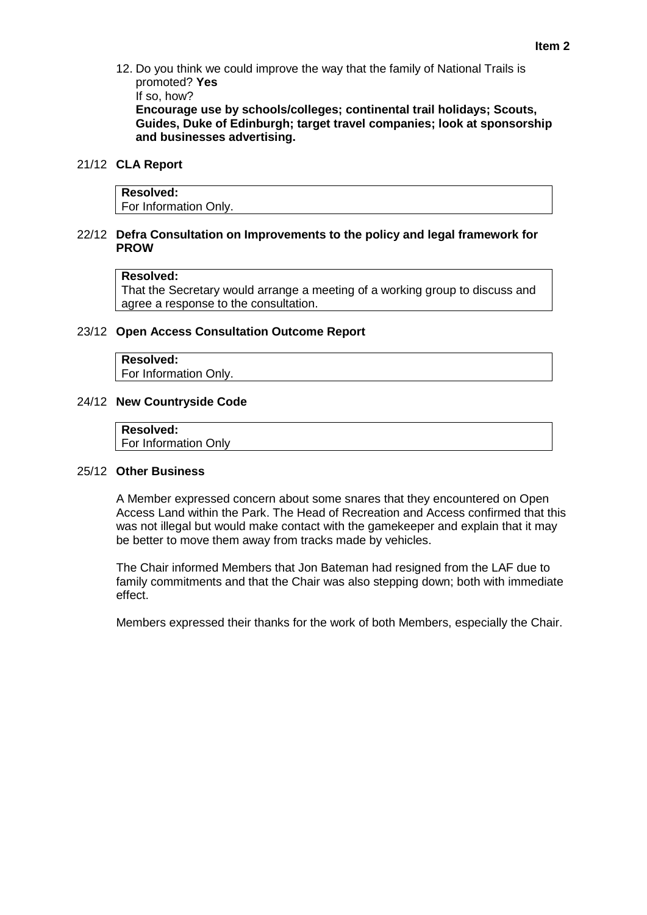12. Do you think we could improve the way that the family of National Trails is promoted? **Yes**
    If so, how?
    **Encourage use by schools/colleges; continental trail holidays; Scouts, Guides, Duke of Edinburgh; target travel companies; look at sponsorship and businesses advertising.**

21/12 **CLA Report**

| **Resolved:** |
| --- |
| For Information Only. |

22/12 **Defra Consultation on Improvements to the policy and legal framework for PROW**

| **Resolved:** |
| --- |
| That the Secretary would arrange a meeting of a working group to discuss and agree a response to the consultation. |

23/12 **Open Access Consultation Outcome Report**

| **Resolved:** |
| --- |
| For Information Only. |

24/12 **New Countryside Code**

| **Resolved:** |
| --- |
| For Information Only |

25/12 **Other Business**

A Member expressed concern about some snares that they encountered on Open Access Land within the Park. The Head of Recreation and Access confirmed that this was not illegal but would make contact with the gamekeeper and explain that it may be better to move them away from tracks made by vehicles.

The Chair informed Members that Jon Bateman had resigned from the LAF due to family commitments and that the Chair was also stepping down; both with immediate effect.

Members expressed their thanks for the work of both Members, especially the Chair.